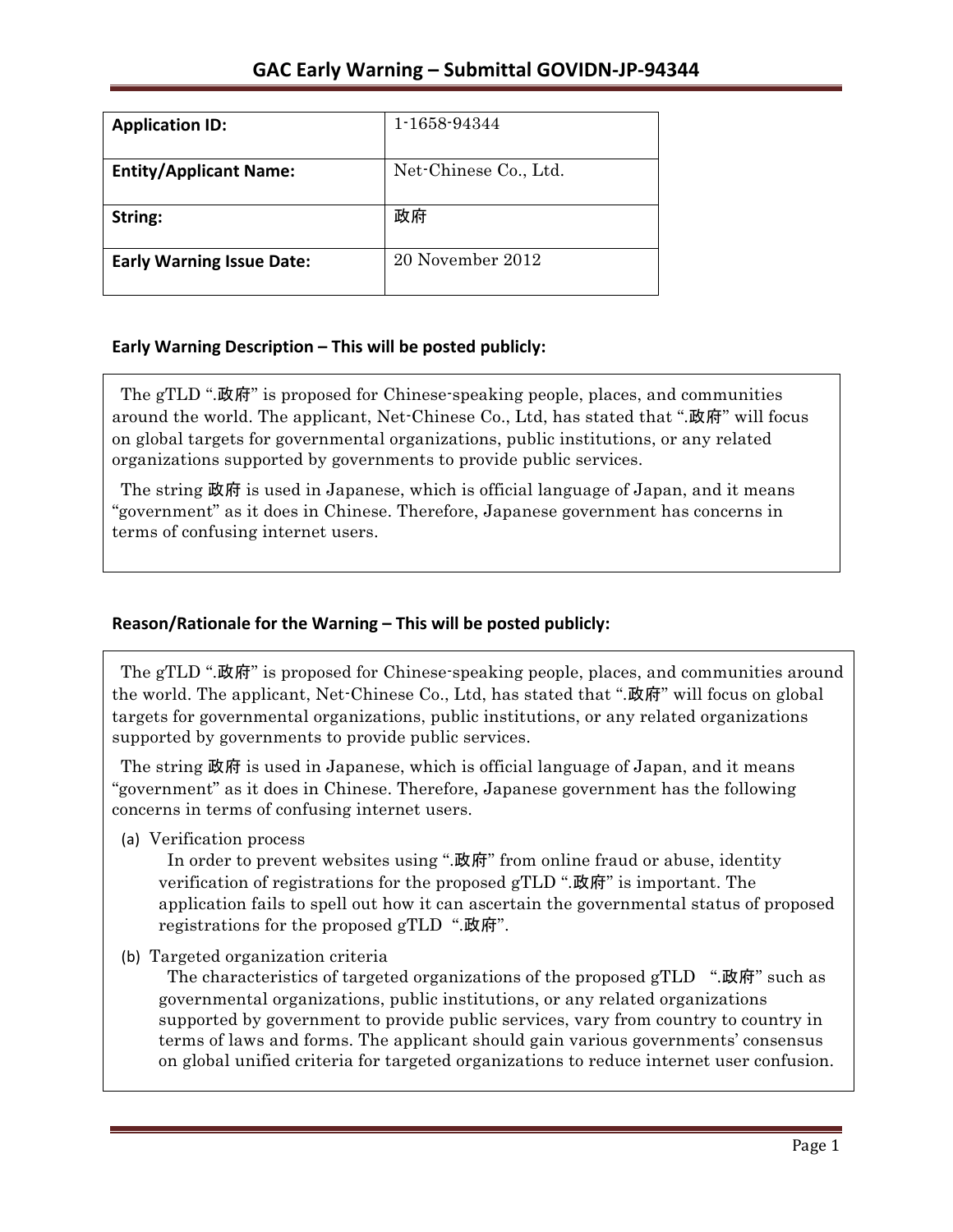# GAC Early Warning – Submittal GOVIDN-JP-94344

| Application ID: | 1-1658-94344 |
|---|---|
| Entity/Applicant Name: | Net-Chinese Co., Ltd. |
| String: | 政府 |
| Early Warning Issue Date: | 20 November 2012 |

### Early Warning Description – This will be posted publicly:

The gTLD ".政府" is proposed for Chinese-speaking people, places, and communities around the world. The applicant, Net-Chinese Co., Ltd, has stated that ".政府" will focus on global targets for governmental organizations, public institutions, or any related organizations supported by governments to provide public services.

The string 政府 is used in Japanese, which is official language of Japan, and it means "government" as it does in Chinese. Therefore, Japanese government has concerns in terms of confusing internet users.

### Reason/Rationale for the Warning – This will be posted publicly:

The gTLD ".政府" is proposed for Chinese-speaking people, places, and communities around the world. The applicant, Net-Chinese Co., Ltd, has stated that ".政府" will focus on global targets for governmental organizations, public institutions, or any related organizations supported by governments to provide public services.

The string 政府 is used in Japanese, which is official language of Japan, and it means "government" as it does in Chinese. Therefore, Japanese government has the following concerns in terms of confusing internet users.

(a) Verification process

In order to prevent websites using ".政府" from online fraud or abuse, identity verification of registrations for the proposed gTLD ".政府" is important. The application fails to spell out how it can ascertain the governmental status of proposed registrations for the proposed gTLD ".政府".

(b) Targeted organization criteria

The characteristics of targeted organizations of the proposed gTLD ".政府" such as governmental organizations, public institutions, or any related organizations supported by government to provide public services, vary from country to country in terms of laws and forms. The applicant should gain various governments' consensus on global unified criteria for targeted organizations to reduce internet user confusion.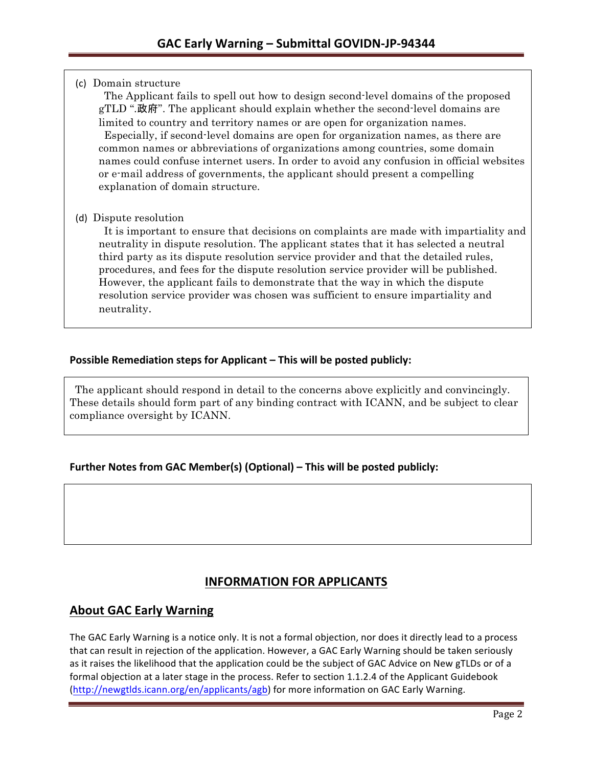(c) Domain structure

The Applicant fails to spell out how to design second-level domains of the proposed gTLD ".政府". The applicant should explain whether the second-level domains are limited to country and territory names or are open for organization names.

Especially, if second-level domains are open for organization names, as there are common names or abbreviations of organizations among countries, some domain names could confuse internet users. In order to avoid any confusion in official websites or e-mail address of governments, the applicant should present a compelling explanation of domain structure.

(d) Dispute resolution

It is important to ensure that decisions on complaints are made with impartiality and neutrality in dispute resolution. The applicant states that it has selected a neutral third party as its dispute resolution service provider and that the detailed rules, procedures, and fees for the dispute resolution service provider will be published. However, the applicant fails to demonstrate that the way in which the dispute resolution service provider was chosen was sufficient to ensure impartiality and neutrality.

**Possible Remediation steps for Applicant – This will be posted publicly:**

The applicant should respond in detail to the concerns above explicitly and convincingly. These details should form part of any binding contract with ICANN, and be subject to clear compliance oversight by ICANN.

**Further Notes from GAC Member(s) (Optional) – This will be posted publicly:**

## INFORMATION FOR APPLICANTS

## About GAC Early Warning

The GAC Early Warning is a notice only. It is not a formal objection, nor does it directly lead to a process that can result in rejection of the application. However, a GAC Early Warning should be taken seriously as it raises the likelihood that the application could be the subject of GAC Advice on New gTLDs or of a formal objection at a later stage in the process. Refer to section 1.1.2.4 of the Applicant Guidebook (http://newgtlds.icann.org/en/applicants/agb) for more information on GAC Early Warning.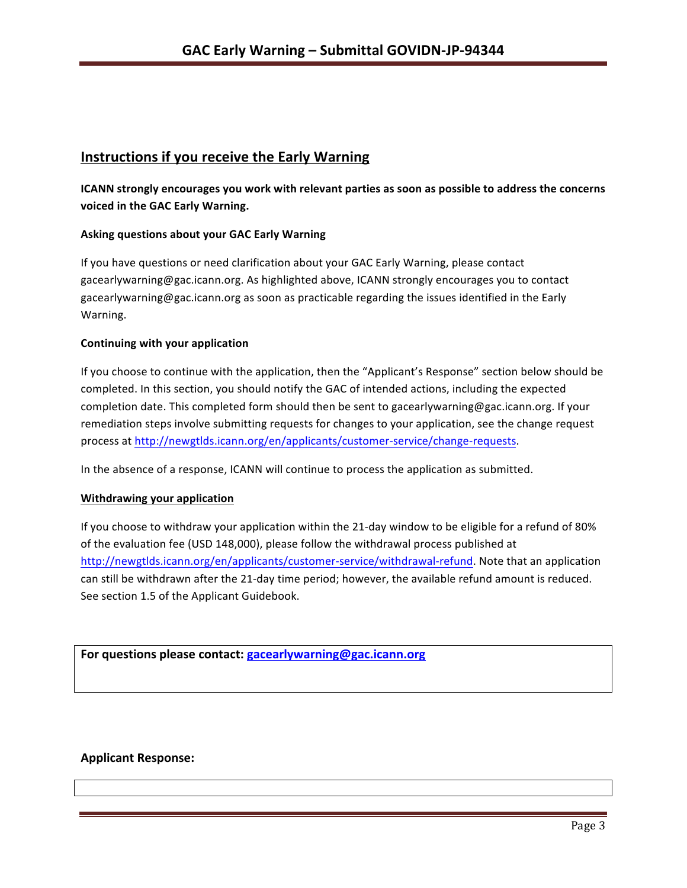## Instructions if you receive the Early Warning

**ICANN strongly encourages you work with relevant parties as soon as possible to address the concerns voiced in the GAC Early Warning.**

#### Asking questions about your GAC Early Warning

If you have questions or need clarification about your GAC Early Warning, please contact gacearlywarning@gac.icann.org. As highlighted above, ICANN strongly encourages you to contact gacearlywarning@gac.icann.org as soon as practicable regarding the issues identified in the Early Warning.

#### Continuing with your application

If you choose to continue with the application, then the "Applicant's Response" section below should be completed. In this section, you should notify the GAC of intended actions, including the expected completion date. This completed form should then be sent to gacearlywarning@gac.icann.org. If your remediation steps involve submitting requests for changes to your application, see the change request process at http://newgtlds.icann.org/en/applicants/customer-service/change-requests.

In the absence of a response, ICANN will continue to process the application as submitted.

#### Withdrawing your application

If you choose to withdraw your application within the 21-day window to be eligible for a refund of 80% of the evaluation fee (USD 148,000), please follow the withdrawal process published at http://newgtlds.icann.org/en/applicants/customer-service/withdrawal-refund. Note that an application can still be withdrawn after the 21-day time period; however, the available refund amount is reduced. See section 1.5 of the Applicant Guidebook.

**For questions please contact: gacearlywarning@gac.icann.org**

### Applicant Response: